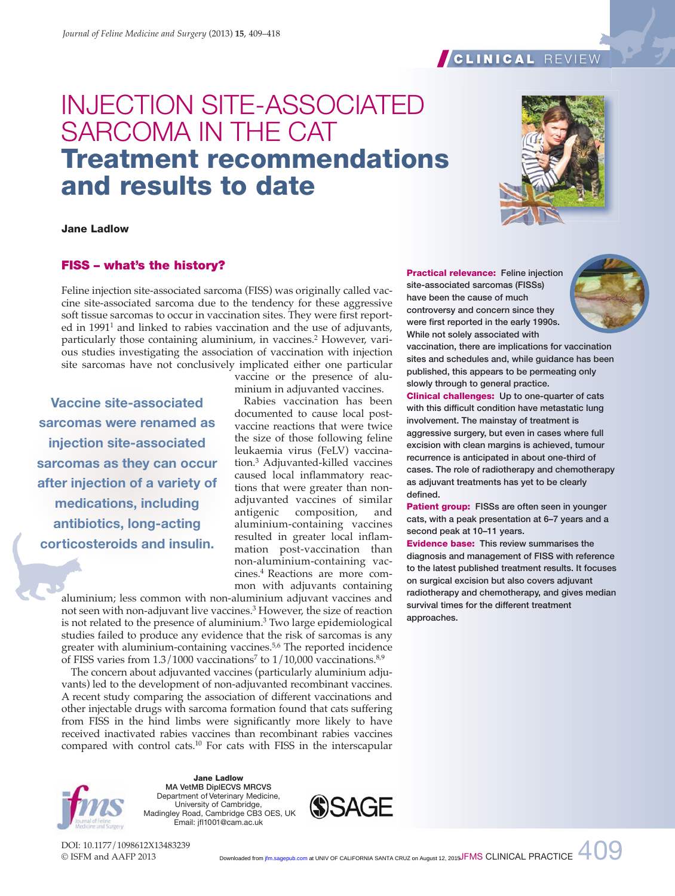CLINICAL REVIEW

# INJECTION SITE-ASSOCIATED SARCOMA IN THE CAT
# Treatment recommendations and results to date

**Jane Ladlow**

**Practical relevance:** Feline injection site-associated sarcomas (FISSs) have been the cause of much controversy and concern since they were first reported in the early 1990s. While not solely associated with vaccination, there are implications for vaccination sites and schedules and, while guidance has been published, this appears to be permeating only slowly through to general practice.

**Clinical challenges:** Up to one-quarter of cats with this difficult condition have metastatic lung involvement. The mainstay of treatment is aggressive surgery, but even in cases where full excision with clean margins is achieved, tumour recurrence is anticipated in about one-third of cases. The role of radiotherapy and chemotherapy as adjuvant treatments has yet to be clearly defined.

**Patient group:** FISSs are often seen in younger cats, with a peak presentation at 6–7 years and a second peak at 10–11 years.

**Evidence base:** This review summarises the diagnosis and management of FISS with reference to the latest published treatment results. It focuses on surgical excision but also covers adjuvant radiotherapy and chemotherapy, and gives median survival times for the different treatment approaches.

## FISS – what's the history?

Feline injection site-associated sarcoma (FISS) was originally called vaccine site-associated sarcoma due to the tendency for these aggressive soft tissue sarcomas to occur in vaccination sites. They were first reported in 1991[1] and linked to rabies vaccination and the use of adjuvants, particularly those containing aluminium, in vaccines.[2] However, various studies investigating the association of vaccination with injection site sarcomas have not conclusively implicated either one particular vaccine or the presence of aluminium in adjuvanted vaccines.

> Vaccine site-associated sarcomas were renamed as injection site-associated sarcomas as they can occur after injection of a variety of medications, including antibiotics, long-acting corticosteroids and insulin.

Rabies vaccination has been documented to cause local post-vaccine reactions that were twice the size of those following feline leukaemia virus (FeLV) vaccination.[3] Adjuvanted-killed vaccines caused local inflammatory reactions that were greater than non-adjuvanted vaccines of similar antigenic composition, and aluminium-containing vaccines resulted in greater local inflammation post-vaccination than non-aluminium-containing vaccines.[4] Reactions are more common with adjuvants containing aluminium; less common with non-aluminium adjuvant vaccines and not seen with non-adjuvant live vaccines.[3] However, the size of reaction is not related to the presence of aluminium.[3] Two large epidemiological studies failed to produce any evidence that the risk of sarcomas is any greater with aluminium-containing vaccines.[5,6] The reported incidence of FISS varies from 1.3/1000 vaccinations[7] to 1/10,000 vaccinations.[8,9]

The concern about adjuvanted vaccines (particularly aluminium adjuvants) led to the development of non-adjuvanted recombinant vaccines. A recent study comparing the association of different vaccinations and other injectable drugs with sarcoma formation found that cats suffering from FISS in the hind limbs were significantly more likely to have received inactivated rabies vaccines than recombinant rabies vaccines compared with control cats.[10] For cats with FISS in the interscapular

**Jane Ladlow**
MA VetMB DiplECVS MRCVS
Department of Veterinary Medicine, University of Cambridge, Madingley Road, Cambridge CB3 OES, UK
Email: jfl1001@cam.ac.uk

DOI: 10.1177/1098612X13483239
© ISFM and AAFP 2013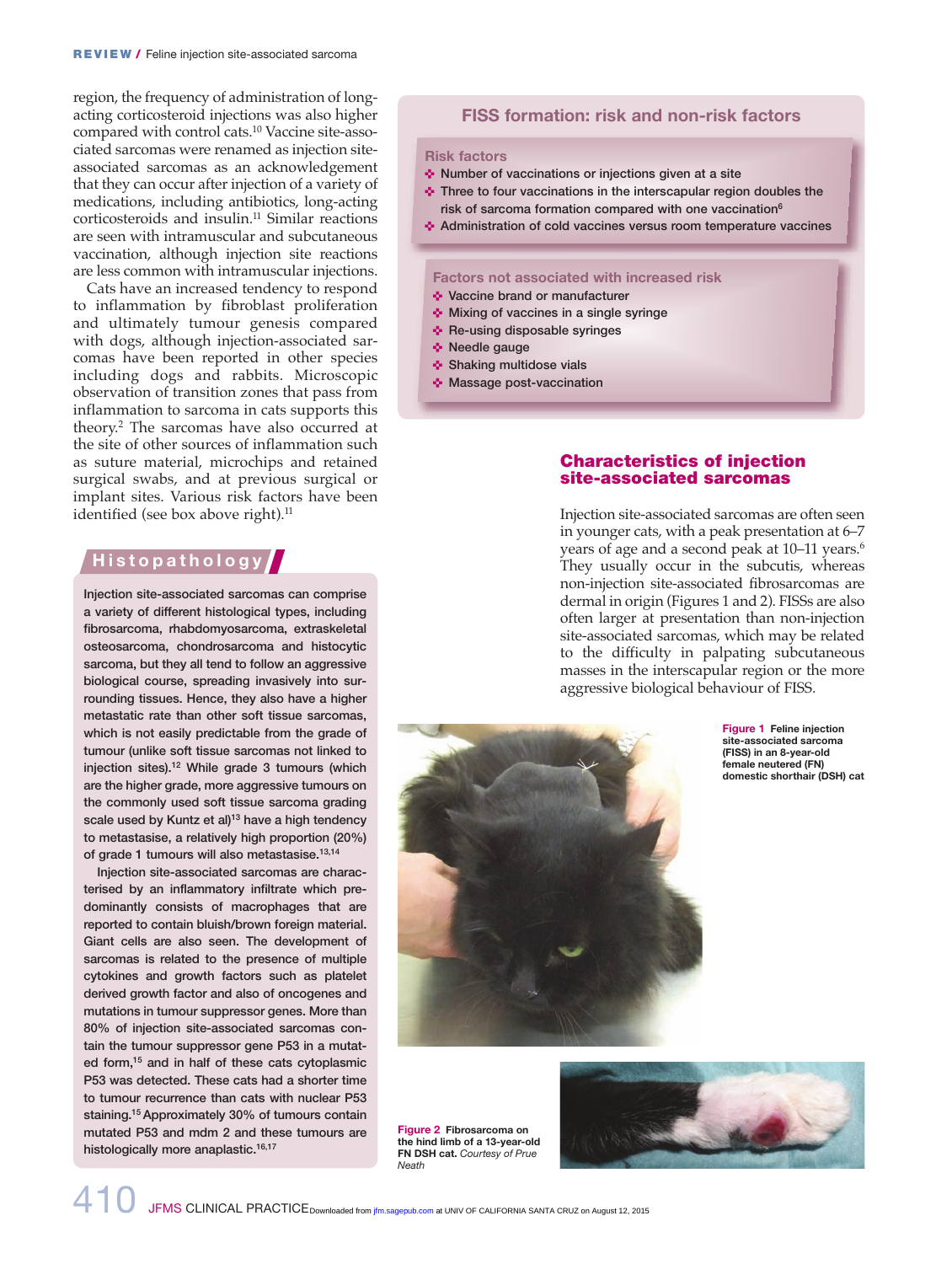region, the frequency of administration of long-acting corticosteroid injections was also higher compared with control cats.[10] Vaccine site-associated sarcomas were renamed as injection site-associated sarcomas as an acknowledgement that they can occur after injection of a variety of medications, including antibiotics, long-acting corticosteroids and insulin.[11] Similar reactions are seen with intramuscular and subcutaneous vaccination, although injection site reactions are less common with intramuscular injections.

Cats have an increased tendency to respond to inflammation by fibroblast proliferation and ultimately tumour genesis compared with dogs, although injection-associated sarcomas have been reported in other species including dogs and rabbits. Microscopic observation of transition zones that pass from inflammation to sarcoma in cats supports this theory.[2] The sarcomas have also occurred at the site of other sources of inflammation such as suture material, microchips and retained surgical swabs, and at previous surgical or implant sites. Various risk factors have been identified (see box above right).[11]

## FISS formation: risk and non-risk factors

**Risk factors**

- Number of vaccinations or injections given at a site
- Three to four vaccinations in the interscapular region doubles the risk of sarcoma formation compared with one vaccination[6]
- Administration of cold vaccines versus room temperature vaccines

**Factors not associated with increased risk**

- Vaccine brand or manufacturer
- Mixing of vaccines in a single syringe
- Re-using disposable syringes
- Needle gauge
- Shaking multidose vials
- Massage post-vaccination

## Histopathology

Injection site-associated sarcomas can comprise a variety of different histological types, including fibrosarcoma, rhabdomyosarcoma, extraskeletal osteosarcoma, chondrosarcoma and histocytic sarcoma, but they all tend to follow an aggressive biological course, spreading invasively into surrounding tissues. Hence, they also have a higher metastatic rate than other soft tissue sarcomas, which is not easily predictable from the grade of tumour (unlike soft tissue sarcomas not linked to injection sites).[12] While grade 3 tumours (which are the higher grade, more aggressive tumours on the commonly used soft tissue sarcoma grading scale used by Kuntz et al)[13] have a high tendency to metastasise, a relatively high proportion (20%) of grade 1 tumours will also metastasise.[13,14]

Injection site-associated sarcomas are characterised by an inflammatory infiltrate which predominantly consists of macrophages that are reported to contain bluish/brown foreign material. Giant cells are also seen. The development of sarcomas is related to the presence of multiple cytokines and growth factors such as platelet derived growth factor and also of oncogenes and mutations in tumour suppressor genes. More than 80% of injection site-associated sarcomas contain the tumour suppressor gene P53 in a mutated form,[15] and in half of these cats cytoplasmic P53 was detected. These cats had a shorter time to tumour recurrence than cats with nuclear P53 staining.[15] Approximately 30% of tumours contain mutated P53 and mdm 2 and these tumours are histologically more anaplastic.[16,17]

## Characteristics of injection site-associated sarcomas

Injection site-associated sarcomas are often seen in younger cats, with a peak presentation at 6–7 years of age and a second peak at 10–11 years.[6] They usually occur in the subcutis, whereas non-injection site-associated fibrosarcomas are dermal in origin (Figures 1 and 2). FISSs are also often larger at presentation than non-injection site-associated sarcomas, which may be related to the difficulty in palpating subcutaneous masses in the interscapular region or the more aggressive biological behaviour of FISS.

**Figure 1** Feline injection site-associated sarcoma (FISS) in an 8-year-old female neutered (FN) domestic shorthair (DSH) cat

**Figure 2** Fibrosarcoma on the hind limb of a 13-year-old FN DSH cat. *Courtesy of Prue Neath*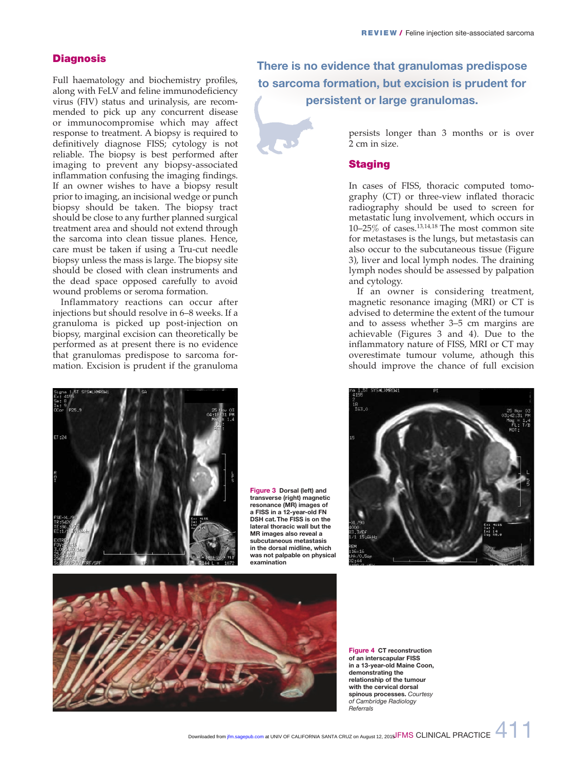## Diagnosis

Full haematology and biochemistry profiles, along with FeLV and feline immunodeficiency virus (FIV) status and urinalysis, are recommended to pick up any concurrent disease or immunocompromise which may affect response to treatment. A biopsy is required to definitively diagnose FISS; cytology is not reliable. The biopsy is best performed after imaging to prevent any biopsy-associated inflammation confusing the imaging findings. If an owner wishes to have a biopsy result prior to imaging, an incisional wedge or punch biopsy should be taken. The biopsy tract should be close to any further planned surgical treatment area and should not extend through the sarcoma into clean tissue planes. Hence, care must be taken if using a Tru-cut needle biopsy unless the mass is large. The biopsy site should be closed with clean instruments and the dead space opposed carefully to avoid wound problems or seroma formation.

Inflammatory reactions can occur after injections but should resolve in 6–8 weeks. If a granuloma is picked up post-injection on biopsy, marginal excision can theoretically be performed as at present there is no evidence that granulomas predispose to sarcoma formation. Excision is prudent if the granuloma persists longer than 3 months or is over 2 cm in size.

**There is no evidence that granulomas predispose to sarcoma formation, but excision is prudent for persistent or large granulomas.**

## Staging

In cases of FISS, thoracic computed tomography (CT) or three-view inflated thoracic radiography should be used to screen for metastatic lung involvement, which occurs in 10–25% of cases.[13,14,18] The most common site for metastases is the lungs, but metastasis can also occur to the subcutaneous tissue (Figure 3), liver and local lymph nodes. The draining lymph nodes should be assessed by palpation and cytology.

If an owner is considering treatment, magnetic resonance imaging (MRI) or CT is advised to determine the extent of the tumour and to assess whether 3–5 cm margins are achievable (Figures 3 and 4). Due to the inflammatory nature of FISS, MRI or CT may overestimate tumour volume, although this should improve the chance of full excision

**Figure 3** Dorsal (left) and transverse (right) magnetic resonance (MR) images of a FISS in a 12-year-old FN DSH cat. The FISS is on the lateral thoracic wall but the MR images also reveal a subcutaneous metastasis in the dorsal midline, which was not palpable on physical examination

**Figure 4** CT reconstruction of an interscapular FISS in a 13-year-old Maine Coon, demonstrating the relationship of the tumour with the cervical dorsal spinous processes. *Courtesy of Cambridge Radiology Referrals*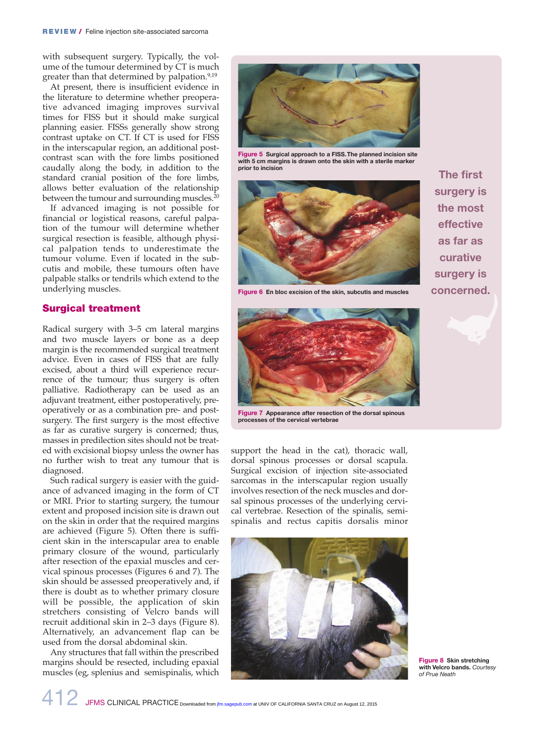with subsequent surgery. Typically, the volume of the tumour determined by CT is much greater than that determined by palpation.[9,19]

At present, there is insufficient evidence in the literature to determine whether preoperative advanced imaging improves survival times for FISS but it should make surgical planning easier. FISSs generally show strong contrast uptake on CT. If CT is used for FISS in the interscapular region, an additional post-contrast scan with the fore limbs positioned caudally along the body, in addition to the standard cranial position of the fore limbs, allows better evaluation of the relationship between the tumour and surrounding muscles.[20]

If advanced imaging is not possible for financial or logistical reasons, careful palpation of the tumour will determine whether surgical resection is feasible, although physical palpation tends to underestimate the tumour volume. Even if located in the subcutis and mobile, these tumours often have palpable stalks or tendrils which extend to the underlying muscles.

## Surgical treatment

Radical surgery with 3–5 cm lateral margins and two muscle layers or bone as a deep margin is the recommended surgical treatment advice. Even in cases of FISS that are fully excised, about a third will experience recurrence of the tumour; thus surgery is often palliative. Radiotherapy can be used as an adjuvant treatment, either postoperatively, preoperatively or as a combination pre- and post-surgery. The first surgery is the most effective as far as curative surgery is concerned; thus, masses in predilection sites should not be treated with excisional biopsy unless the owner has no further wish to treat any tumour that is diagnosed.

Such radical surgery is easier with the guidance of advanced imaging in the form of CT or MRI. Prior to starting surgery, the tumour extent and proposed incision site is drawn out on the skin in order that the required margins are achieved (Figure 5). Often there is sufficient skin in the interscapular area to enable primary closure of the wound, particularly after resection of the epaxial muscles and cervical spinous processes (Figures 6 and 7). The skin should be assessed preoperatively and, if there is doubt as to whether primary closure will be possible, the application of skin stretchers consisting of Velcro bands will recruit additional skin in 2–3 days (Figure 8). Alternatively, an advancement flap can be used from the dorsal abdominal skin.

Any structures that fall within the prescribed margins should be resected, including epaxial muscles (eg, splenius and semispinalis, which support the head in the cat), thoracic wall, dorsal spinous processes or dorsal scapula. Surgical excision of injection site-associated sarcomas in the interscapular region usually involves resection of the neck muscles and dorsal spinous processes of the underlying cervical vertebrae. Resection of the spinalis, semispinalis and rectus capitis dorsalis minor

**Figure 5** **Surgical approach to a FISS. The planned incision site with 5 cm margins is drawn onto the skin with a sterile marker prior to incision**

**Figure 6** **En bloc excision of the skin, subcutis and muscles**

**Figure 7** **Appearance after resection of the dorsal spinous processes of the cervical vertebrae**

**The first surgery is the most effective as far as curative surgery is concerned.**

**Figure 8** **Skin stretching with Velcro bands.** *Courtesy of Prue Neath*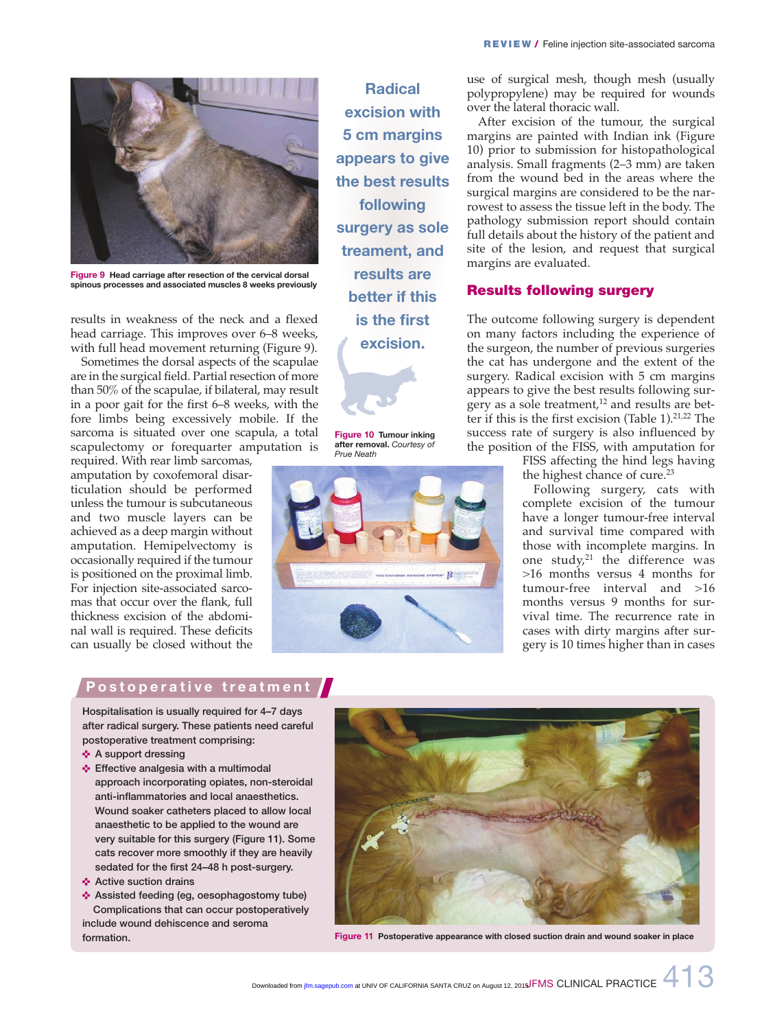Figure 9 Head carriage after resection of the cervical dorsal spinous processes and associated muscles 8 weeks previously

results in weakness of the neck and a flexed head carriage. This improves over 6–8 weeks, with full head movement returning (Figure 9).

Sometimes the dorsal aspects of the scapulae are in the surgical field. Partial resection of more than 50% of the scapulae, if bilateral, may result in a poor gait for the first 6–8 weeks, with the fore limbs being excessively mobile. If the sarcoma is situated over one scapula, a total scapulectomy or forequarter amputation is required. With rear limb sarcomas, amputation by coxofemoral disarticulation should be performed unless the tumour is subcutaneous and two muscle layers can be achieved as a deep margin without amputation. Hemipelvectomy is occasionally required if the tumour is positioned on the proximal limb. For injection site-associated sarcomas that occur over the flank, full thickness excision of the abdominal wall is required. These deficits can usually be closed without the use of surgical mesh, though mesh (usually polypropylene) may be required for wounds over the lateral thoracic wall.

> **Radical excision with 5 cm margins appears to give the best results following surgery as sole treament, and results are better if this is the first excision.**

After excision of the tumour, the surgical margins are painted with Indian ink (Figure 10) prior to submission for histopathological analysis. Small fragments (2–3 mm) are taken from the wound bed in the areas where the surgical margins are considered to be the narrowest to assess the tissue left in the body. The pathology submission report should contain full details about the history of the patient and site of the lesion, and request that surgical margins are evaluated.

Figure 10 Tumour inking after removal. *Courtesy of Prue Neath*

## Results following surgery

The outcome following surgery is dependent on many factors including the experience of the surgeon, the number of previous surgeries the cat has undergone and the extent of the surgery. Radical excision with 5 cm margins appears to give the best results following surgery as a sole treatment,[12] and results are better if this is the first excision (Table 1).[21,22] The success rate of surgery is also influenced by the position of the FISS, with amputation for FISS affecting the hind legs having the highest chance of cure.[23]

Following surgery, cats with complete excision of the tumour have a longer tumour-free interval and survival time compared with those with incomplete margins. In one study,[21] the difference was >16 months versus 4 months for tumour-free interval and >16 months versus 9 months for survival time. The recurrence rate in cases with dirty margins after surgery is 10 times higher than in cases

## Postoperative treatment

Hospitalisation is usually required for 4–7 days after radical surgery. These patients need careful postoperative treatment comprising:

- A support dressing
- Effective analgesia with a multimodal approach incorporating opiates, non-steroidal anti-inflammatories and local anaesthetics. Wound soaker catheters placed to allow local anaesthetic to be applied to the wound are very suitable for this surgery (Figure 11). Some cats recover more smoothly if they are heavily sedated for the first 24–48 h post-surgery.
- Active suction drains
- Assisted feeding (eg, oesophagostomy tube)

Complications that can occur postoperatively include wound dehiscence and seroma formation.

Figure 11 Postoperative appearance with closed suction drain and wound soaker in place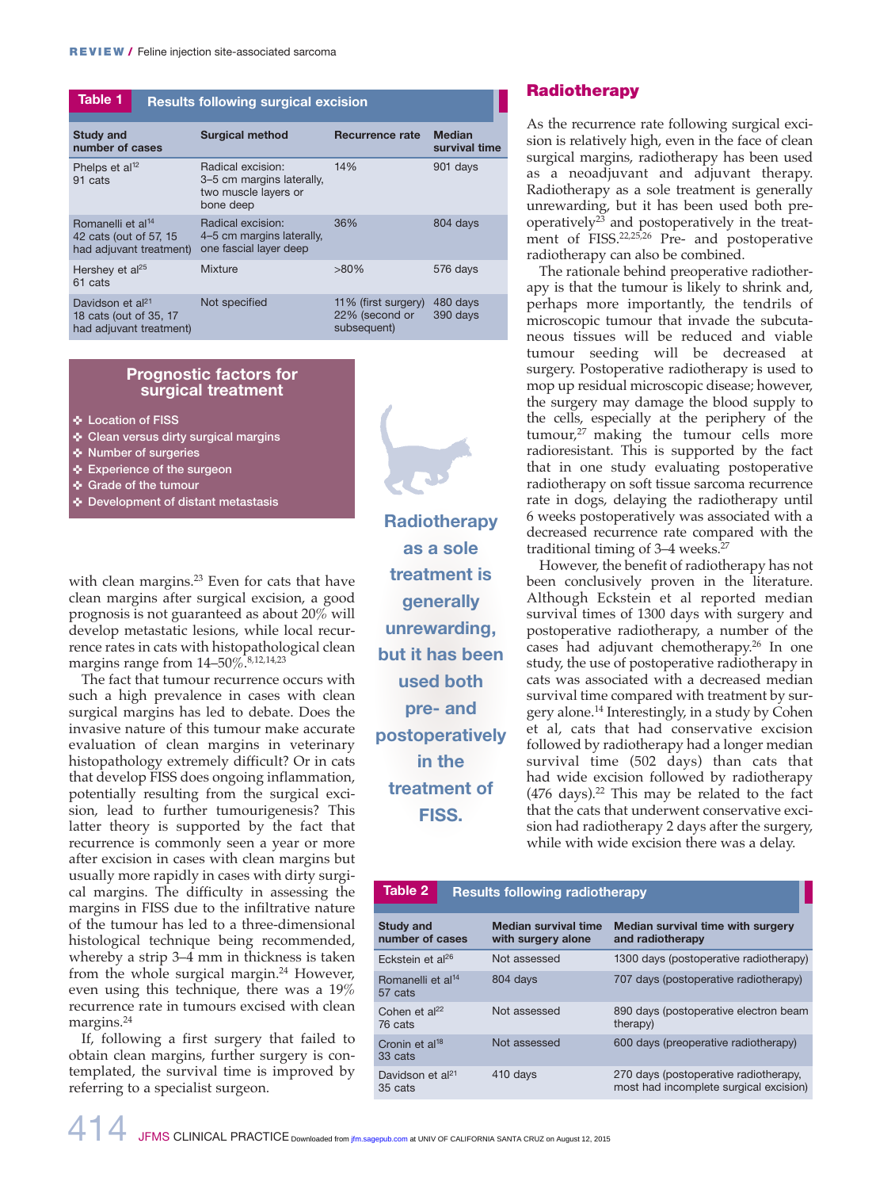**Table 1 Results following surgical excision**

| Study and number of cases | Surgical method | Recurrence rate | Median survival time |
|---|---|---|---|
| Phelps et al[12] 91 cats | Radical excision: 3–5 cm margins laterally, two muscle layers or bone deep | 14% | 901 days |
| Romanelli et al[14] 42 cats (out of 57, 15 had adjuvant treatment) | Radical excision: 4–5 cm margins laterally, one fascial layer deep | 36% | 804 days |
| Hershey et al[25] 61 cats | Mixture | >80% | 576 days |
| Davidson et al[21] 18 cats (out of 35, 17 had adjuvant treatment) | Not specified | 11% (first surgery) 22% (second or subsequent) | 480 days 390 days |

**Prognostic factors for surgical treatment**

- Location of FISS
- Clean versus dirty surgical margins
- Number of surgeries
- Experience of the surgeon
- Grade of the tumour
- Development of distant metastasis

with clean margins.[23] Even for cats that have clean margins after surgical excision, a good prognosis is not guaranteed as about 20% will develop metastatic lesions, while local recurrence rates in cats with histopathological clean margins range from 14–50%.[8,12,14,23]

The fact that tumour recurrence occurs with such a high prevalence in cases with clean surgical margins has led to debate. Does the invasive nature of this tumour make accurate evaluation of clean margins in veterinary histopathology extremely difficult? Or in cats that develop FISS does ongoing inflammation, potentially resulting from the surgical excision, lead to further tumourigenesis? This latter theory is supported by the fact that recurrence is commonly seen a year or more after excision in cases with clean margins but usually more rapidly in cases with dirty surgical margins. The difficulty in assessing the margins in FISS due to the infiltrative nature of the tumour has led to a three-dimensional histological technique being recommended, whereby a strip 3–4 mm in thickness is taken from the whole surgical margin.[24] However, even using this technique, there was a 19% recurrence rate in tumours excised with clean margins.[24]

If, following a first surgery that failed to obtain clean margins, further surgery is contemplated, the survival time is improved by referring to a specialist surgeon.

**Radiotherapy as a sole treatment is generally unrewarding, but it has been used both pre- and postoperatively in the treatment of FISS.**

## Radiotherapy

As the recurrence rate following surgical excision is relatively high, even in the face of clean surgical margins, radiotherapy has been used as a neoadjuvant and adjuvant therapy. Radiotherapy as a sole treatment is generally unrewarding, but it has been used both preoperatively[23] and postoperatively in the treatment of FISS.[22,25,26] Pre- and postoperative radiotherapy can also be combined.

The rationale behind preoperative radiotherapy is that the tumour is likely to shrink and, perhaps more importantly, the tendrils of microscopic tumour that invade the subcutaneous tissues will be reduced and viable tumour seeding will be decreased at surgery. Postoperative radiotherapy is used to mop up residual microscopic disease; however, the surgery may damage the blood supply to the cells, especially at the periphery of the tumour,[27] making the tumour cells more radioresistant. This is supported by the fact that in one study evaluating postoperative radiotherapy on soft tissue sarcoma recurrence rate in dogs, delaying the radiotherapy until 6 weeks postoperatively was associated with a decreased recurrence rate compared with the traditional timing of 3–4 weeks.[27]

However, the benefit of radiotherapy has not been conclusively proven in the literature. Although Eckstein et al reported median survival times of 1300 days with surgery and postoperative radiotherapy, a number of the cases had adjuvant chemotherapy.[26] In one study, the use of postoperative radiotherapy in cats was associated with a decreased median survival time compared with treatment by surgery alone.[14] Interestingly, in a study by Cohen et al, cats that had conservative excision followed by radiotherapy had a longer median survival time (502 days) than cats that had wide excision followed by radiotherapy (476 days).[22] This may be related to the fact that the cats that underwent conservative excision had radiotherapy 2 days after the surgery, while with wide excision there was a delay.

**Table 2 Results following radiotherapy**

| Study and number of cases | Median survival time with surgery alone | Median survival time with surgery and radiotherapy |
|---|---|---|
| Eckstein et al[26] | Not assessed | 1300 days (postoperative radiotherapy) |
| Romanelli et al[14] 57 cats | 804 days | 707 days (postoperative radiotherapy) |
| Cohen et al[22] 76 cats | Not assessed | 890 days (postoperative electron beam therapy) |
| Cronin et al[18] 33 cats | Not assessed | 600 days (preoperative radiotherapy) |
| Davidson et al[21] 35 cats | 410 days | 270 days (postoperative radiotherapy, most had incomplete surgical excision) |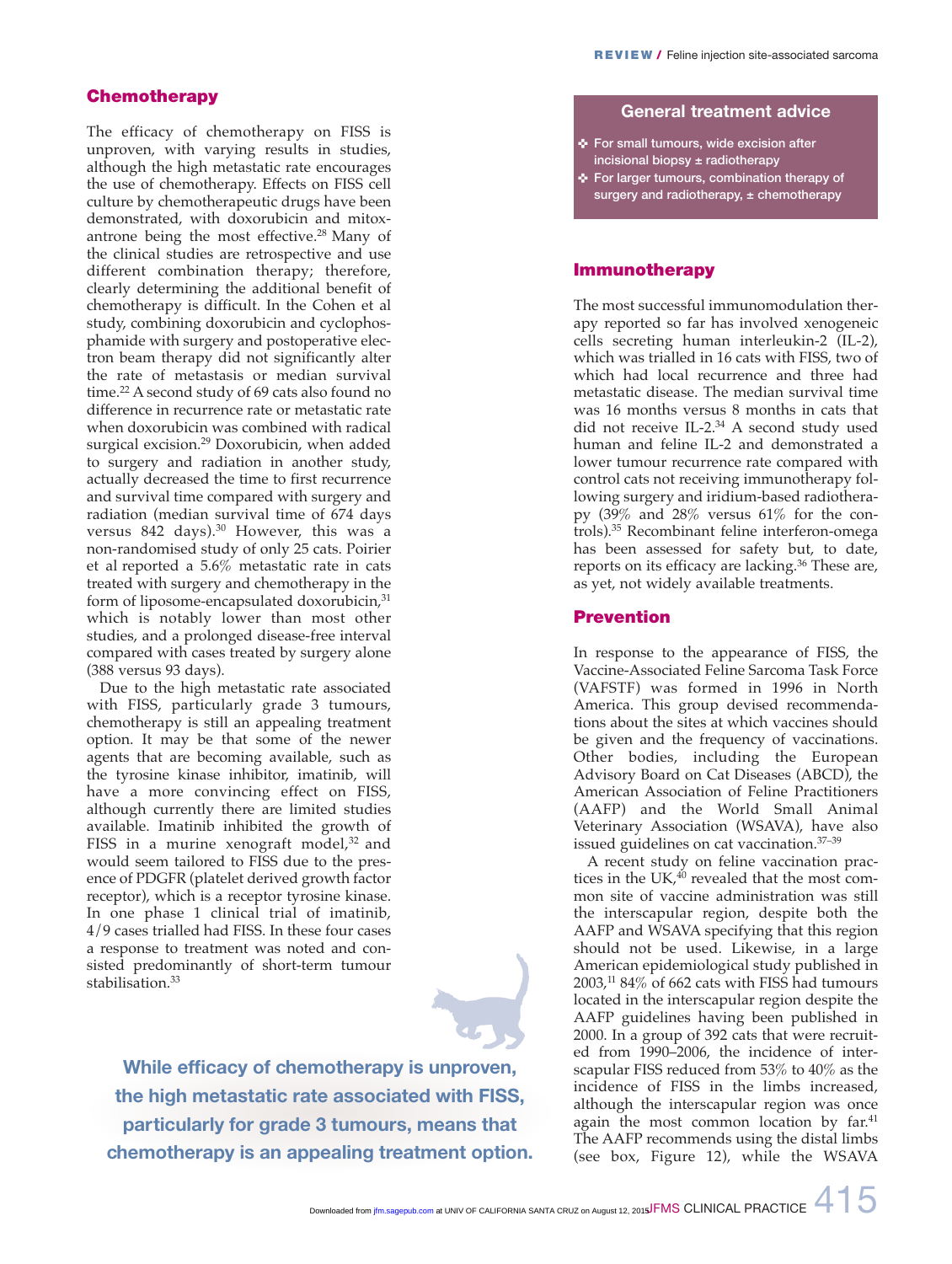## Chemotherapy

The efficacy of chemotherapy on FISS is unproven, with varying results in studies, although the high metastatic rate encourages the use of chemotherapy. Effects on FISS cell culture by chemotherapeutic drugs have been demonstrated, with doxorubicin and mitoxantrone being the most effective.[28] Many of the clinical studies are retrospective and use different combination therapy; therefore, clearly determining the additional benefit of chemotherapy is difficult. In the Cohen et al study, combining doxorubicin and cyclophosphamide with surgery and postoperative electron beam therapy did not significantly alter the rate of metastasis or median survival time.[22] A second study of 69 cats also found no difference in recurrence rate or metastatic rate when doxorubicin was combined with radical surgical excision.[29] Doxorubicin, when added to surgery and radiation in another study, actually decreased the time to first recurrence and survival time compared with surgery and radiation (median survival time of 674 days versus 842 days).[30] However, this was a non-randomised study of only 25 cats. Poirier et al reported a 5.6% metastatic rate in cats treated with surgery and chemotherapy in the form of liposome-encapsulated doxorubicin,[31] which is notably lower than most other studies, and a prolonged disease-free interval compared with cases treated by surgery alone (388 versus 93 days).

Due to the high metastatic rate associated with FISS, particularly grade 3 tumours, chemotherapy is still an appealing treatment option. It may be that some of the newer agents that are becoming available, such as the tyrosine kinase inhibitor, imatinib, will have a more convincing effect on FISS, although currently there are limited studies available. Imatinib inhibited the growth of FISS in a murine xenograft model,[32] and would seem tailored to FISS due to the presence of PDGFR (platelet derived growth factor receptor), which is a receptor tyrosine kinase. In one phase 1 clinical trial of imatinib, 4/9 cases trialled had FISS. In these four cases a response to treatment was noted and consisted predominantly of short-term tumour stabilisation.[33]

**While efficacy of chemotherapy is unproven, the high metastatic rate associated with FISS, particularly for grade 3 tumours, means that chemotherapy is an appealing treatment option.**

### General treatment advice

- For small tumours, wide excision after incisional biopsy ± radiotherapy
- For larger tumours, combination therapy of surgery and radiotherapy, ± chemotherapy

## Immunotherapy

The most successful immunomodulation therapy reported so far has involved xenogeneic cells secreting human interleukin-2 (IL-2), which was trialled in 16 cats with FISS, two of which had local recurrence and three had metastatic disease. The median survival time was 16 months versus 8 months in cats that did not receive IL-2.[34] A second study used human and feline IL-2 and demonstrated a lower tumour recurrence rate compared with control cats not receiving immunotherapy following surgery and iridium-based radiotherapy (39% and 28% versus 61% for the controls).[35] Recombinant feline interferon-omega has been assessed for safety but, to date, reports on its efficacy are lacking.[36] These are, as yet, not widely available treatments.

## Prevention

In response to the appearance of FISS, the Vaccine-Associated Feline Sarcoma Task Force (VAFSTF) was formed in 1996 in North America. This group devised recommendations about the sites at which vaccines should be given and the frequency of vaccinations. Other bodies, including the European Advisory Board on Cat Diseases (ABCD), the American Association of Feline Practitioners (AAFP) and the World Small Animal Veterinary Association (WSAVA), have also issued guidelines on cat vaccination.[37–39]

A recent study on feline vaccination practices in the UK,[40] revealed that the most common site of vaccine administration was still the interscapular region, despite both the AAFP and WSAVA specifying that this region should not be used. Likewise, in a large American epidemiological study published in 2003,[11] 84% of 662 cats with FISS had tumours located in the interscapular region despite the AAFP guidelines having been published in 2000. In a group of 392 cats that were recruited from 1990–2006, the incidence of interscapular FISS reduced from 53% to 40% as the incidence of FISS in the limbs increased, although the interscapular region was once again the most common location by far.[41] The AAFP recommends using the distal limbs (see box, Figure 12), while the WSAVA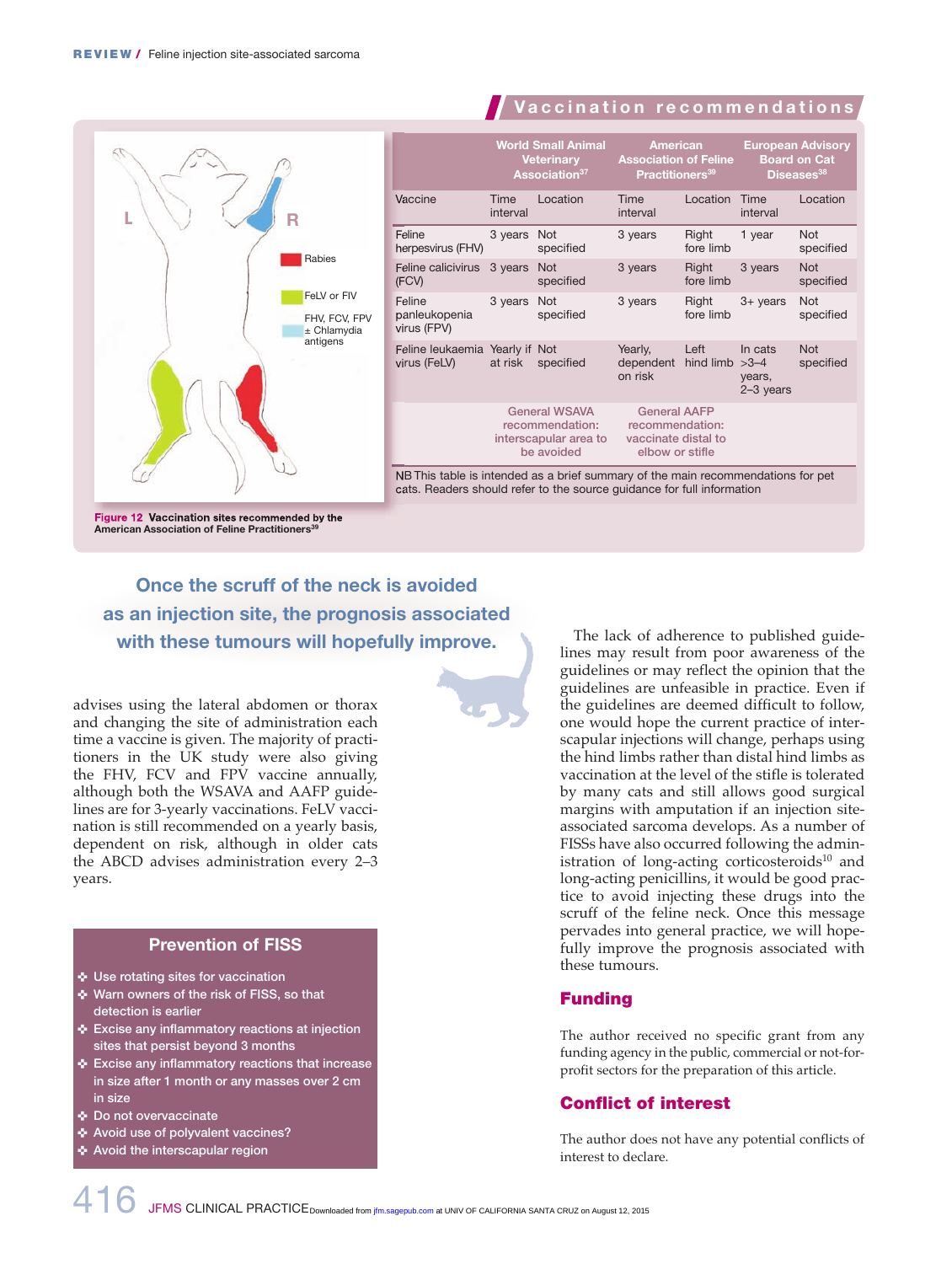## Vaccination recommendations

| Vaccine | World Small Animal Veterinary Association[37] | | American Association of Feline Practitioners[39] | | European Advisory Board on Cat Diseases[38] | |
|---|---|---|---|---|---|---|
| | Time interval | Location | Time interval | Location | Time interval | Location |
| Feline herpesvirus (FHV) | 3 years | Not specified | 3 years | Right fore limb | 1 year | Not specified |
| Feline calicivirus (FCV) | 3 years | Not specified | 3 years | Right fore limb | 3 years | Not specified |
| Feline panleukopenia virus (FPV) | 3 years | Not specified | 3 years | Right fore limb | 3+ years | Not specified |
| Feline leukaemia virus (FeLV) | Yearly if at risk | Not specified | Yearly, dependent on risk | Left hind limb | In cats >3–4 years, 2–3 years | Not specified |
| | General WSAVA recommendation: interscapular area to be avoided | | General AAFP recommendation: vaccinate distal to elbow or stifle | | | |

NB This table is intended as a brief summary of the main recommendations for pet cats. Readers should refer to the source guidance for full information

L R

Rabies

FeLV or FIV

FHV, FCV, FPV ± Chlamydia antigens

**Figure 12** Vaccination sites recommended by the American Association of Feline Practitioners[39]

**Once the scruff of the neck is avoided as an injection site, the prognosis associated with these tumours will hopefully improve.**

advises using the lateral abdomen or thorax and changing the site of administration each time a vaccine is given. The majority of practitioners in the UK study were also giving the FHV, FCV and FPV vaccine annually, although both the WSAVA and AAFP guidelines are for 3-yearly vaccinations. FeLV vaccination is still recommended on a yearly basis, dependent on risk, although in older cats the ABCD advises administration every 2–3 years.

### Prevention of FISS

- Use rotating sites for vaccination
- Warn owners of the risk of FISS, so that detection is earlier
- Excise any inflammatory reactions at injection sites that persist beyond 3 months
- Excise any inflammatory reactions that increase in size after 1 month or any masses over 2 cm in size
- Do not overvaccinate
- Avoid use of polyvalent vaccines?
- Avoid the interscapular region

The lack of adherence to published guidelines may result from poor awareness of the guidelines or may reflect the opinion that the guidelines are unfeasible in practice. Even if the guidelines are deemed difficult to follow, one would hope the current practice of interscapular injections will change, perhaps using the hind limbs rather than distal hind limbs as vaccination at the level of the stifle is tolerated by many cats and still allows good surgical margins with amputation if an injection site-associated sarcoma develops. As a number of FISSs have also occurred following the administration of long-acting corticosteroids[10] and long-acting penicillins, it would be good practice to avoid injecting these drugs into the scruff of the feline neck. Once this message pervades into general practice, we will hopefully improve the prognosis associated with these tumours.

## Funding

The author received no specific grant from any funding agency in the public, commercial or not-for-profit sectors for the preparation of this article.

## Conflict of interest

The author does not have any potential conflicts of interest to declare.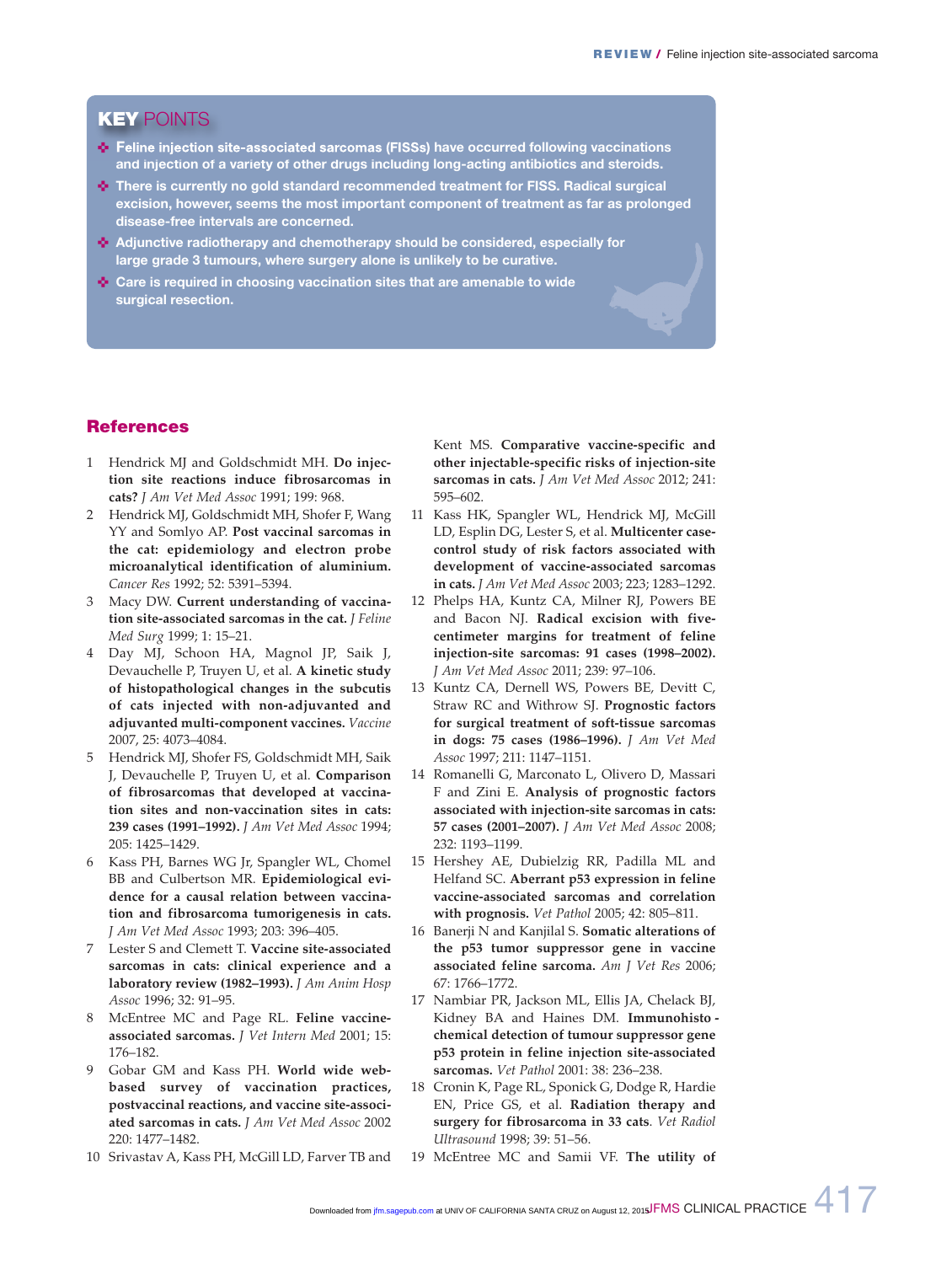## KEY POINTS

- Feline injection site-associated sarcomas (FISSs) have occurred following vaccinations and injection of a variety of other drugs including long-acting antibiotics and steroids.
- There is currently no gold standard recommended treatment for FISS. Radical surgical excision, however, seems the most important component of treatment as far as prolonged disease-free intervals are concerned.
- Adjunctive radiotherapy and chemotherapy should be considered, especially for large grade 3 tumours, where surgery alone is unlikely to be curative.
- Care is required in choosing vaccination sites that are amenable to wide surgical resection.

## References

1. Hendrick MJ and Goldschmidt MH. **Do injection site reactions induce fibrosarcomas in cats?** *J Am Vet Med Assoc* 1991; 199: 968.
2. Hendrick MJ, Goldschmidt MH, Shofer F, Wang YY and Somlyo AP. **Post vaccinal sarcomas in the cat: epidemiology and electron probe microanalytical identification of aluminium.** *Cancer Res* 1992; 52: 5391–5394.
3. Macy DW. **Current understanding of vaccination site-associated sarcomas in the cat.** *J Feline Med Surg* 1999; 1: 15–21.
4. Day MJ, Schoon HA, Magnol JP, Saik J, Devauchelle P, Truyen U, et al. **A kinetic study of histopathological changes in the subcutis of cats injected with non-adjuvanted and adjuvanted multi-component vaccines.** *Vaccine* 2007, 25: 4073–4084.
5. Hendrick MJ, Shofer FS, Goldschmidt MH, Saik J, Devauchelle P, Truyen U, et al. **Comparison of fibrosarcomas that developed at vaccination sites and non-vaccination sites in cats: 239 cases (1991–1992).** *J Am Vet Med Assoc* 1994; 205: 1425–1429.
6. Kass PH, Barnes WG Jr, Spangler WL, Chomel BB and Culbertson MR. **Epidemiological evidence for a causal relation between vaccination and fibrosarcoma tumorigenesis in cats.** *J Am Vet Med Assoc* 1993; 203: 396–405.
7. Lester S and Clemett T. **Vaccine site-associated sarcomas in cats: clinical experience and a laboratory review (1982–1993).** *J Am Anim Hosp Assoc* 1996; 32: 91–95.
8. McEntree MC and Page RL. **Feline vaccine-associated sarcomas.** *J Vet Intern Med* 2001; 15: 176–182.
9. Gobar GM and Kass PH. **World wide web-based survey of vaccination practices, postvaccinal reactions, and vaccine site-associated sarcomas in cats.** *J Am Vet Med Assoc* 2002 220: 1477–1482.
10. Srivastav A, Kass PH, McGill LD, Farver TB and Kent MS. **Comparative vaccine-specific and other injectable-specific risks of injection-site sarcomas in cats.** *J Am Vet Med Assoc* 2012; 241: 595–602.
11. Kass HK, Spangler WL, Hendrick MJ, McGill LD, Esplin DG, Lester S, et al. **Multicenter case-control study of risk factors associated with development of vaccine-associated sarcomas in cats.** *J Am Vet Med Assoc* 2003; 223; 1283–1292.
12. Phelps HA, Kuntz CA, Milner RJ, Powers BE and Bacon NJ. **Radical excision with five-centimeter margins for treatment of feline injection-site sarcomas: 91 cases (1998–2002).** *J Am Vet Med Assoc* 2011; 239: 97–106.
13. Kuntz CA, Dernell WS, Powers BE, Devitt C, Straw RC and Withrow SJ. **Prognostic factors for surgical treatment of soft-tissue sarcomas in dogs: 75 cases (1986–1996).** *J Am Vet Med Assoc* 1997; 211: 1147–1151.
14. Romanelli G, Marconato L, Olivero D, Massari F and Zini E. **Analysis of prognostic factors associated with injection-site sarcomas in cats: 57 cases (2001–2007).** *J Am Vet Med Assoc* 2008; 232: 1193–1199.
15. Hershey AE, Dubielzig RR, Padilla ML and Helfand SC. **Aberrant p53 expression in feline vaccine-associated sarcomas and correlation with prognosis.** *Vet Pathol* 2005; 42: 805–811.
16. Banerji N and Kanjilal S. **Somatic alterations of the p53 tumor suppressor gene in vaccine associated feline sarcoma.** *Am J Vet Res* 2006; 67: 1766–1772.
17. Nambiar PR, Jackson ML, Ellis JA, Chelack BJ, Kidney BA and Haines DM. **Immunohisto - chemical detection of tumour suppressor gene p53 protein in feline injection site-associated sarcomas.** *Vet Pathol* 2001: 38: 236–238.
18. Cronin K, Page RL, Sponick G, Dodge R, Hardie EN, Price GS, et al. **Radiation therapy and surgery for fibrosarcoma in 33 cats**. *Vet Radiol Ultrasound* 1998; 39: 51–56.
19. McEntree MC and Samii VF. **The utility of**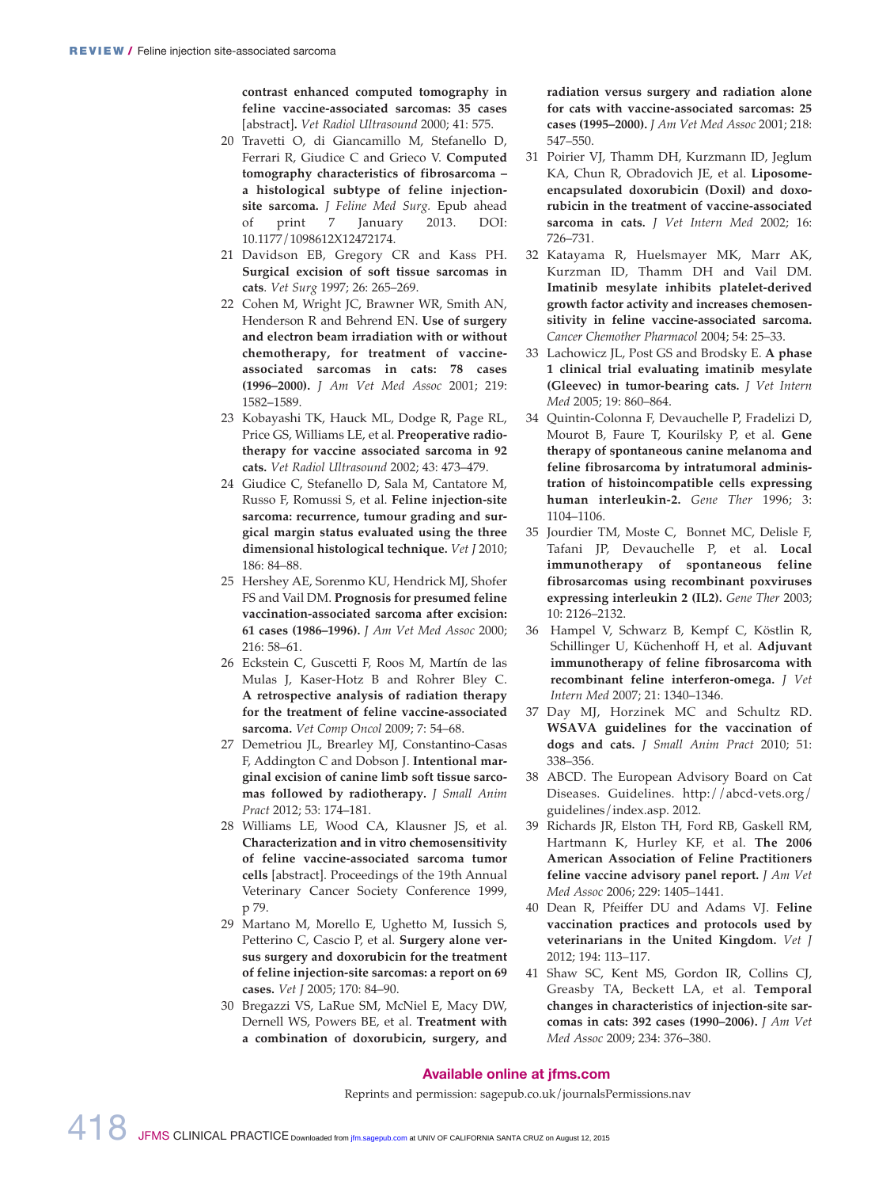**contrast enhanced computed tomography in feline vaccine-associated sarcomas: 35 cases** [abstract]**.** *Vet Radiol Ultrasound* 2000; 41: 575.

20 Travetti O, di Giancamillo M, Stefanello D, Ferrari R, Giudice C and Grieco V. **Computed tomography characteristics of fibrosarcoma – a histological subtype of feline injection-site sarcoma.** *J Feline Med Surg.* Epub ahead of print 7 January 2013. DOI: 10.1177/1098612X12472174.

21 Davidson EB, Gregory CR and Kass PH. **Surgical excision of soft tissue sarcomas in cats**. *Vet Surg* 1997; 26: 265–269.

22 Cohen M, Wright JC, Brawner WR, Smith AN, Henderson R and Behrend EN. **Use of surgery and electron beam irradiation with or without chemotherapy, for treatment of vaccine-associated sarcomas in cats: 78 cases (1996–2000).** *J Am Vet Med Assoc* 2001; 219: 1582–1589.

23 Kobayashi TK, Hauck ML, Dodge R, Page RL, Price GS, Williams LE, et al. **Preoperative radiotherapy for vaccine associated sarcoma in 92 cats.** *Vet Radiol Ultrasound* 2002; 43: 473–479.

24 Giudice C, Stefanello D, Sala M, Cantatore M, Russo F, Romussi S, et al. **Feline injection-site sarcoma: recurrence, tumour grading and surgical margin status evaluated using the three dimensional histological technique.** *Vet J* 2010; 186: 84–88.

25 Hershey AE, Sorenmo KU, Hendrick MJ, Shofer FS and Vail DM. **Prognosis for presumed feline vaccination-associated sarcoma after excision: 61 cases (1986–1996).** *J Am Vet Med Assoc* 2000; 216: 58–61.

26 Eckstein C, Guscetti F, Roos M, Martín de las Mulas J, Kaser-Hotz B and Rohrer Bley C. **A retrospective analysis of radiation therapy for the treatment of feline vaccine-associated sarcoma.** *Vet Comp Oncol* 2009; 7: 54–68.

27 Demetriou JL, Brearley MJ, Constantino-Casas F, Addington C and Dobson J. **Intentional marginal excision of canine limb soft tissue sarcomas followed by radiotherapy.** *J Small Anim Pract* 2012; 53: 174–181.

28 Williams LE, Wood CA, Klausner JS, et al. **Characterization and in vitro chemosensitivity of feline vaccine-associated sarcoma tumor cells** [abstract]. Proceedings of the 19th Annual Veterinary Cancer Society Conference 1999, p 79.

29 Martano M, Morello E, Ughetto M, Iussich S, Petterino C, Cascio P, et al. **Surgery alone versus surgery and doxorubicin for the treatment of feline injection-site sarcomas: a report on 69 cases.** *Vet J* 2005; 170: 84–90.

30 Bregazzi VS, LaRue SM, McNiel E, Macy DW, Dernell WS, Powers BE, et al. **Treatment with a combination of doxorubicin, surgery, and radiation versus surgery and radiation alone for cats with vaccine-associated sarcomas: 25 cases (1995–2000).** *J Am Vet Med Assoc* 2001; 218: 547–550.

31 Poirier VJ, Thamm DH, Kurzmann ID, Jeglum KA, Chun R, Obradovich JE, et al. **Liposome-encapsulated doxorubicin (Doxil) and doxorubicin in the treatment of vaccine-associated sarcoma in cats.** *J Vet Intern Med* 2002; 16: 726–731.

32 Katayama R, Huelsmayer MK, Marr AK, Kurzman ID, Thamm DH and Vail DM. **Imatinib mesylate inhibits platelet-derived growth factor activity and increases chemosensitivity in feline vaccine-associated sarcoma.** *Cancer Chemother Pharmacol* 2004; 54: 25–33.

33 Lachowicz JL, Post GS and Brodsky E. **A phase 1 clinical trial evaluating imatinib mesylate (Gleevec) in tumor-bearing cats.** *J Vet Intern Med* 2005; 19: 860–864.

34 Quintin-Colonna F, Devauchelle P, Fradelizi D, Mourot B, Faure T, Kourilsky P, et al. **Gene therapy of spontaneous canine melanoma and feline fibrosarcoma by intratumoral administration of histoincompatible cells expressing human interleukin-2.** *Gene Ther* 1996; 3: 1104–1106.

35 Jourdier TM, Moste C, Bonnet MC, Delisle F, Tafani JP, Devauchelle P, et al. **Local immunotherapy of spontaneous feline fibrosarcomas using recombinant poxviruses expressing interleukin 2 (IL2).** *Gene Ther* 2003; 10: 2126–2132.

36 Hampel V, Schwarz B, Kempf C, Köstlin R, Schillinger U, Küchenhoff H, et al. **Adjuvant immunotherapy of feline fibrosarcoma with recombinant feline interferon-omega.** *J Vet Intern Med* 2007; 21: 1340–1346.

37 Day MJ, Horzinek MC and Schultz RD. **WSAVA guidelines for the vaccination of dogs and cats.** *J Small Anim Pract* 2010; 51: 338–356.

38 ABCD. The European Advisory Board on Cat Diseases. Guidelines. http://abcd-vets.org/guidelines/index.asp. 2012.

39 Richards JR, Elston TH, Ford RB, Gaskell RM, Hartmann K, Hurley KF, et al. **The 2006 American Association of Feline Practitioners feline vaccine advisory panel report.** *J Am Vet Med Assoc* 2006; 229: 1405–1441.

40 Dean R, Pfeiffer DU and Adams VJ. **Feline vaccination practices and protocols used by veterinarians in the United Kingdom.** *Vet J* 2012; 194: 113–117.

41 Shaw SC, Kent MS, Gordon IR, Collins CJ, Greasby TA, Beckett LA, et al. **Temporal changes in characteristics of injection-site sarcomas in cats: 392 cases (1990–2006).** *J Am Vet Med Assoc* 2009; 234: 376–380.

**Available online at jfms.com**

Reprints and permission: sagepub.co.uk/journalsPermissions.nav